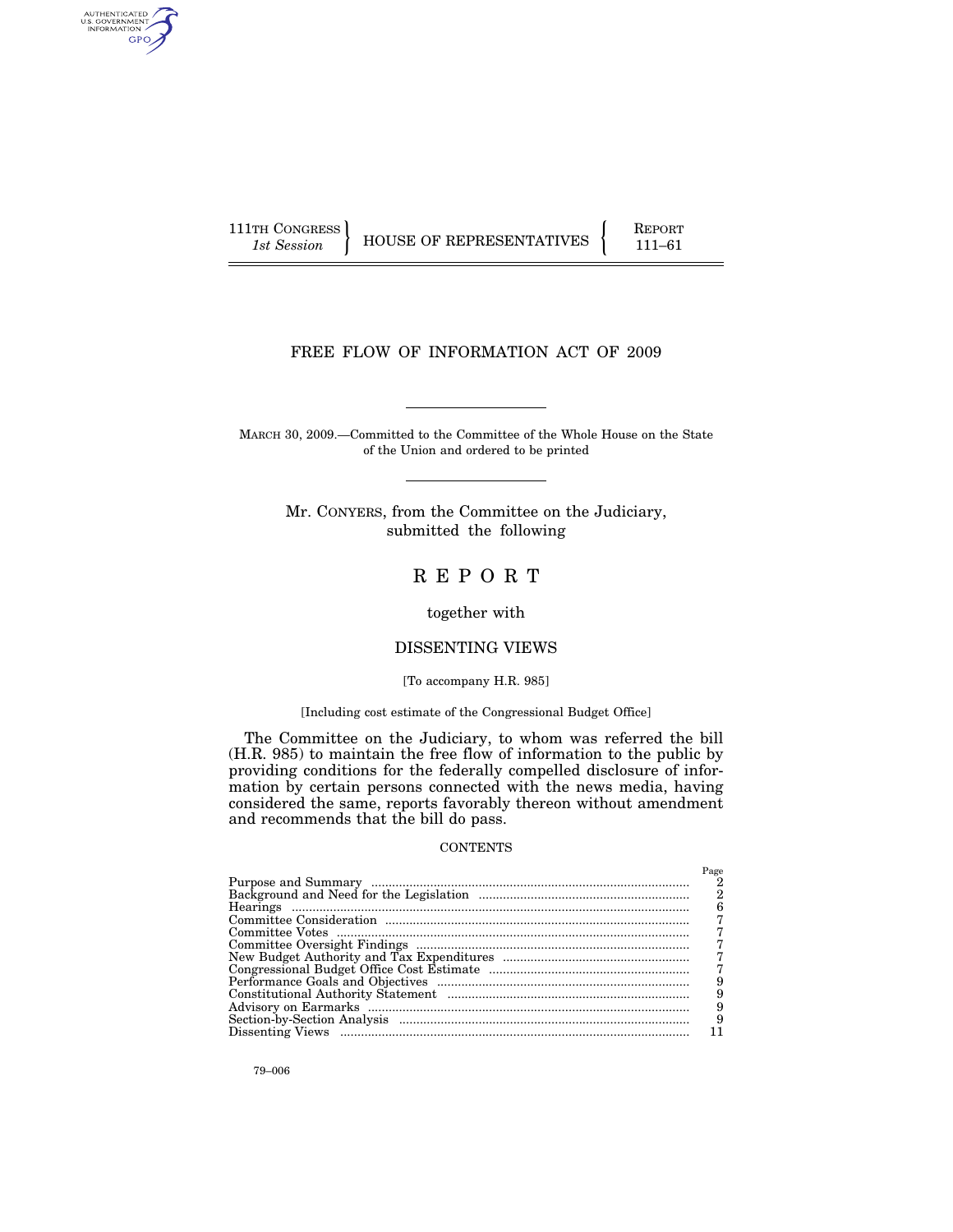111TH CONGRESS
*1st Session*

HOUSE OF REPRESENTATIVES

REPORT
111–61

# FREE FLOW OF INFORMATION ACT OF 2009

MARCH 30, 2009.—Committed to the Committee of the Whole House on the State of the Union and ordered to be printed

Mr. CONYERS, from the Committee on the Judiciary, submitted the following

# R E P O R T

together with

## DISSENTING VIEWS

[To accompany H.R. 985]

[Including cost estimate of the Congressional Budget Office]

The Committee on the Judiciary, to whom was referred the bill (H.R. 985) to maintain the free flow of information to the public by providing conditions for the federally compelled disclosure of information by certain persons connected with the news media, having considered the same, reports favorably thereon without amendment and recommends that the bill do pass.

CONTENTS

| | Page |
|---|---|
| Purpose and Summary | 2 |
| Background and Need for the Legislation | 2 |
| Hearings | 6 |
| Committee Consideration | 7 |
| Committee Votes | 7 |
| Committee Oversight Findings | 7 |
| New Budget Authority and Tax Expenditures | 7 |
| Congressional Budget Office Cost Estimate | 7 |
| Performance Goals and Objectives | 9 |
| Constitutional Authority Statement | 9 |
| Advisory on Earmarks | 9 |
| Section-by-Section Analysis | 9 |
| Dissenting Views | 11 |

79–006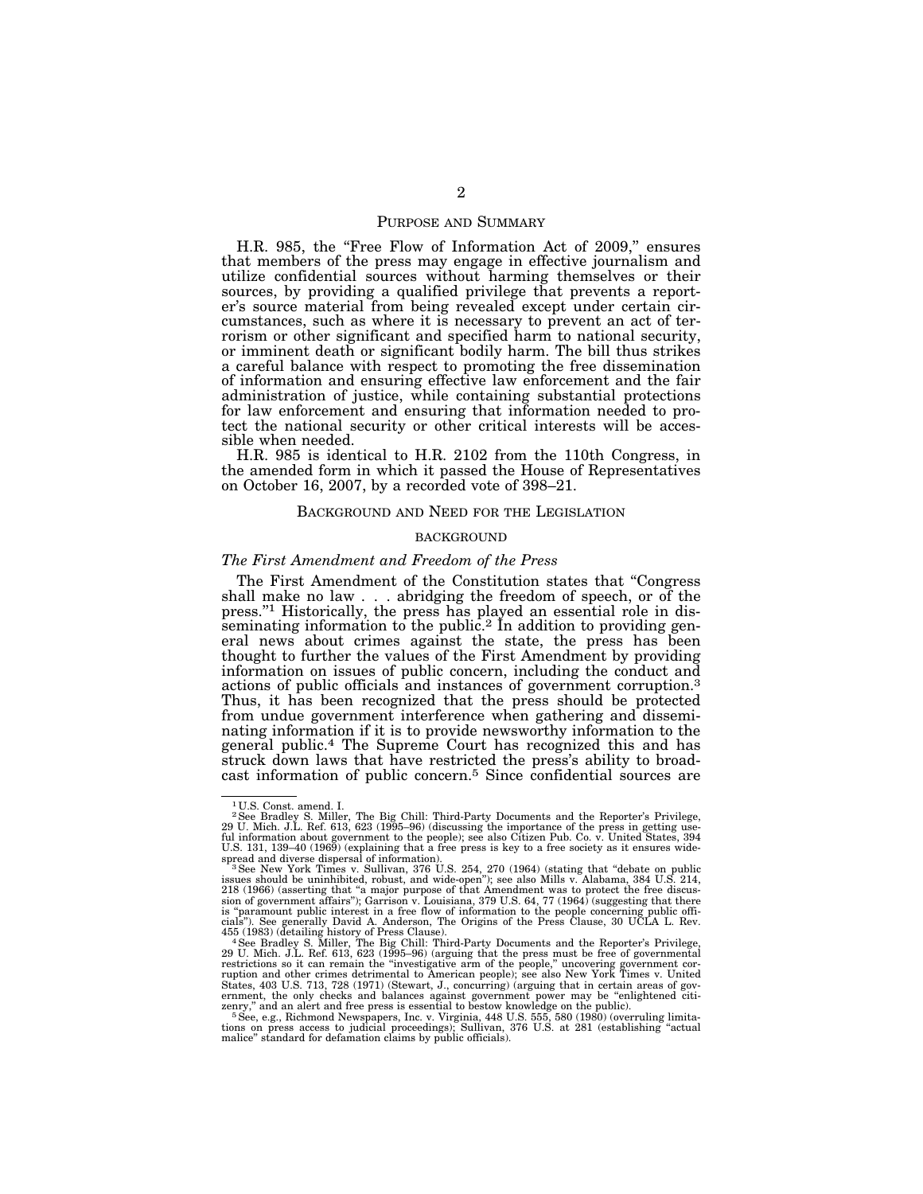## PURPOSE AND SUMMARY

H.R. 985, the "Free Flow of Information Act of 2009," ensures that members of the press may engage in effective journalism and utilize confidential sources without harming themselves or their sources, by providing a qualified privilege that prevents a reporter's source material from being revealed except under certain circumstances, such as where it is necessary to prevent an act of terrorism or other significant and specified harm to national security, or imminent death or significant bodily harm. The bill thus strikes a careful balance with respect to promoting the free dissemination of information and ensuring effective law enforcement and the fair administration of justice, while containing substantial protections for law enforcement and ensuring that information needed to protect the national security or other critical interests will be accessible when needed.

H.R. 985 is identical to H.R. 2102 from the 110th Congress, in the amended form in which it passed the House of Representatives on October 16, 2007, by a recorded vote of 398–21.

## BACKGROUND AND NEED FOR THE LEGISLATION

### BACKGROUND

#### *The First Amendment and Freedom of the Press*

The First Amendment of the Constitution states that "Congress shall make no law . . . abridging the freedom of speech, or of the press."[1] Historically, the press has played an essential role in disseminating information to the public.[2] In addition to providing general news about crimes against the state, the press has been thought to further the values of the First Amendment by providing information on issues of public concern, including the conduct and actions of public officials and instances of government corruption.[3] Thus, it has been recognized that the press should be protected from undue government interference when gathering and disseminating information if it is to provide newsworthy information to the general public.[4] The Supreme Court has recognized this and has struck down laws that have restricted the press's ability to broadcast information of public concern.[5] Since confidential sources are

---

[1] U.S. Const. amend. I.

[2] See Bradley S. Miller, The Big Chill: Third-Party Documents and the Reporter's Privilege, 29 U. Mich. J.L. Ref. 613, 623 (1995–96) (discussing the importance of the press in getting useful information about government to the people); see also Citizen Pub. Co. v. United States, 394 U.S. 131, 139–40 (1969) (explaining that a free press is key to a free society as it ensures widespread and diverse dispersal of information).

[3] See New York Times v. Sullivan, 376 U.S. 254, 270 (1964) (stating that "debate on public issues should be uninhibited, robust, and wide-open"); see also Mills v. Alabama, 384 U.S. 214, 218 (1966) (asserting that "a major purpose of that Amendment was to protect the free discussion of government affairs"); Garrison v. Louisiana, 379 U.S. 64, 77 (1964) (suggesting that there is "paramount public interest in a free flow of information to the people concerning public officials"). See generally David A. Anderson, The Origins of the Press Clause, 30 UCLA L. Rev. 455 (1983) (detailing history of Press Clause).

[4] See Bradley S. Miller, The Big Chill: Third-Party Documents and the Reporter's Privilege, 29 U. Mich. J.L. Ref. 613, 623 (1995–96) (arguing that the press must be free of governmental restrictions so it can remain the "investigative arm of the people," uncovering government corruption and other crimes detrimental to American people); see also New York Times v. United States, 403 U.S. 713, 728 (1971) (Stewart, J., concurring) (arguing that in certain areas of government, the only checks and balances against government power may be "enlightened citizenry," and an alert and free press is essential to bestow knowledge on the public).

[5] See, e.g., Richmond Newspapers, Inc. v. Virginia, 448 U.S. 555, 580 (1980) (overruling limitations on press access to judicial proceedings); Sullivan, 376 U.S. at 281 (establishing "actual malice" standard for defamation claims by public officials).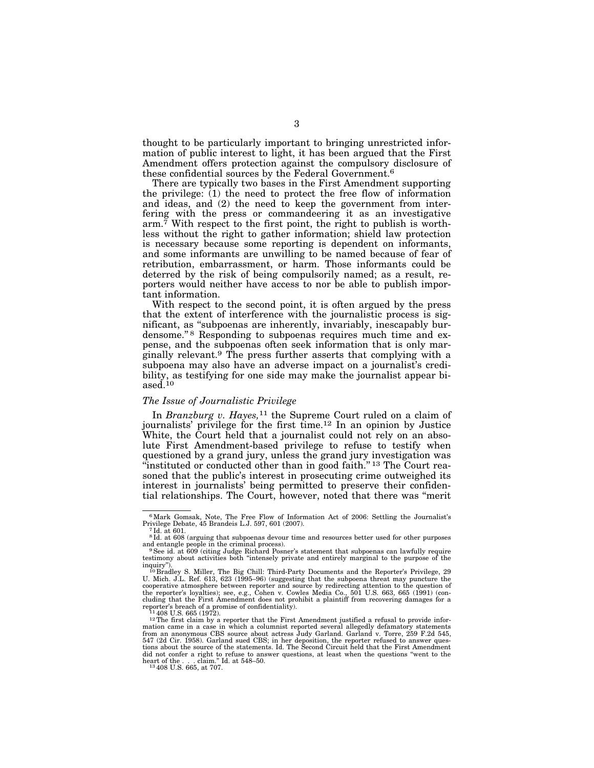thought to be particularly important to bringing unrestricted information of public interest to light, it has been argued that the First Amendment offers protection against the compulsory disclosure of these confidential sources by the Federal Government.[6]

There are typically two bases in the First Amendment supporting the privilege: (1) the need to protect the free flow of information and ideas, and (2) the need to keep the government from interfering with the press or commandeering it as an investigative arm.[7] With respect to the first point, the right to publish is worthless without the right to gather information; shield law protection is necessary because some reporting is dependent on informants, and some informants are unwilling to be named because of fear of retribution, embarrassment, or harm. Those informants could be deterred by the risk of being compulsorily named; as a result, reporters would neither have access to nor be able to publish important information.

With respect to the second point, it is often argued by the press that the extent of interference with the journalistic process is significant, as "subpoenas are inherently, invariably, inescapably burdensome."[8] Responding to subpoenas requires much time and expense, and the subpoenas often seek information that is only marginally relevant.[9] The press further asserts that complying with a subpoena may also have an adverse impact on a journalist's credibility, as testifying for one side may make the journalist appear biased.[10]

### *The Issue of Journalistic Privilege*

In *Branzburg v. Hayes,*[11] the Supreme Court ruled on a claim of journalists' privilege for the first time.[12] In an opinion by Justice White, the Court held that a journalist could not rely on an absolute First Amendment-based privilege to refuse to testify when questioned by a grand jury, unless the grand jury investigation was "instituted or conducted other than in good faith."[13] The Court reasoned that the public's interest in prosecuting crime outweighed its interest in journalists' being permitted to preserve their confidential relationships. The Court, however, noted that there was "merit

---

[6] Mark Gomsak, Note, The Free Flow of Information Act of 2006: Settling the Journalist's Privilege Debate, 45 Brandeis L.J. 597, 601 (2007).

[7] Id. at 601.

[8] Id. at 608 (arguing that subpoenas devour time and resources better used for other purposes and entangle people in the criminal process).

[9] See id. at 609 (citing Judge Richard Posner's statement that subpoenas can lawfully require testimony about activities both "intensely private and entirely marginal to the purpose of the inquiry").

[10] Bradley S. Miller, The Big Chill: Third-Party Documents and the Reporter's Privilege, 29 U. Mich. J.L. Ref. 613, 623 (1995–96) (suggesting that the subpoena threat may puncture the cooperative atmosphere between reporter and source by redirecting attention to the question of the reporter's loyalties); see, e.g., Cohen v. Cowles Media Co., 501 U.S. 663, 665 (1991) (concluding that the First Amendment does not prohibit a plaintiff from recovering damages for a reporter's breach of a promise of confidentiality).

[11] 408 U.S. 665 (1972).

[12] The first claim by a reporter that the First Amendment justified a refusal to provide information came in a case in which a columnist reported several allegedly defamatory statements from an anonymous CBS source about actress Judy Garland. Garland v. Torre, 259 F.2d 545, 547 (2d Cir. 1958). Garland sued CBS; in her deposition, the reporter refused to answer questions about the source of the statements. Id. The Second Circuit held that the First Amendment did not confer a right to refuse to answer questions, at least when the questions "went to the heart of the . . . claim." Id. at 548–50.

[13] 408 U.S. 665, at 707.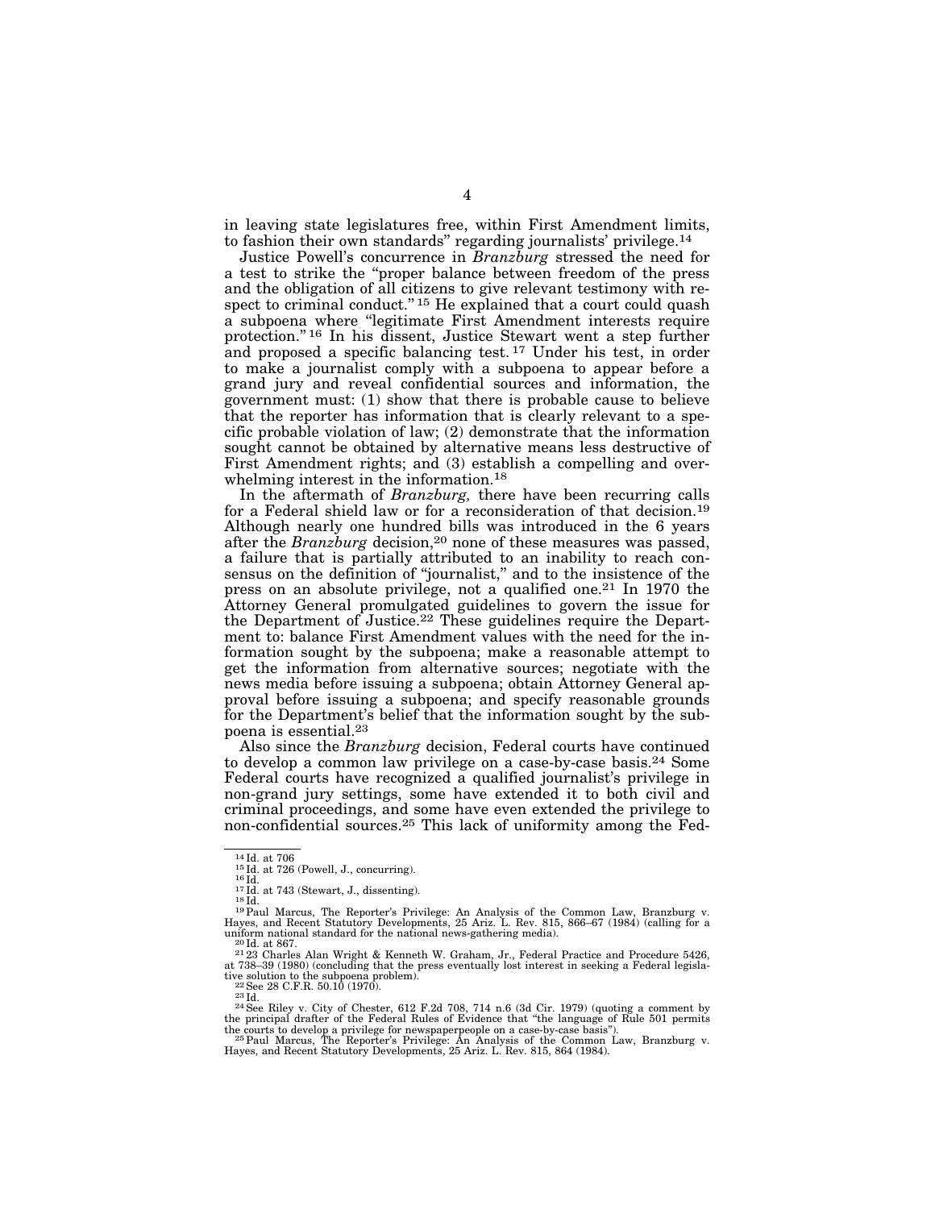in leaving state legislatures free, within First Amendment limits, to fashion their own standards" regarding journalists' privilege.[14]

Justice Powell's concurrence in *Branzburg* stressed the need for a test to strike the "proper balance between freedom of the press and the obligation of all citizens to give relevant testimony with respect to criminal conduct." [15] He explained that a court could quash a subpoena where "legitimate First Amendment interests require protection." [16] In his dissent, Justice Stewart went a step further and proposed a specific balancing test. [17] Under his test, in order to make a journalist comply with a subpoena to appear before a grand jury and reveal confidential sources and information, the government must: (1) show that there is probable cause to believe that the reporter has information that is clearly relevant to a specific probable violation of law; (2) demonstrate that the information sought cannot be obtained by alternative means less destructive of First Amendment rights; and (3) establish a compelling and overwhelming interest in the information.[18]

In the aftermath of *Branzburg,* there have been recurring calls for a Federal shield law or for a reconsideration of that decision.[19] Although nearly one hundred bills was introduced in the 6 years after the *Branzburg* decision,[20] none of these measures was passed, a failure that is partially attributed to an inability to reach consensus on the definition of "journalist," and to the insistence of the press on an absolute privilege, not a qualified one.[21] In 1970 the Attorney General promulgated guidelines to govern the issue for the Department of Justice.[22] These guidelines require the Department to: balance First Amendment values with the need for the information sought by the subpoena; make a reasonable attempt to get the information from alternative sources; negotiate with the news media before issuing a subpoena; obtain Attorney General approval before issuing a subpoena; and specify reasonable grounds for the Department's belief that the information sought by the subpoena is essential.[23]

Also since the *Branzburg* decision, Federal courts have continued to develop a common law privilege on a case-by-case basis.[24] Some Federal courts have recognized a qualified journalist's privilege in non-grand jury settings, some have extended it to both civil and criminal proceedings, and some have even extended the privilege to non-confidential sources.[25] This lack of uniformity among the Fed-

---

[14] Id. at 706

[15] Id. at 726 (Powell, J., concurring).

[16] Id.

[17] Id. at 743 (Stewart, J., dissenting).

[18] Id.

[19] Paul Marcus, The Reporter's Privilege: An Analysis of the Common Law, Branzburg v. Hayes, and Recent Statutory Developments, 25 Ariz. L. Rev. 815, 866–67 (1984) (calling for a uniform national standard for the national news-gathering media).

[20] Id. at 867.

[21] 23 Charles Alan Wright & Kenneth W. Graham, Jr., Federal Practice and Procedure 5426, at 738–39 (1980) (concluding that the press eventually lost interest in seeking a Federal legislative solution to the subpoena problem).

[22] See 28 C.F.R. 50.10 (1970).

[23] Id.

[24] See Riley v. City of Chester, 612 F.2d 708, 714 n.6 (3d Cir. 1979) (quoting a comment by the principal drafter of the Federal Rules of Evidence that "the language of Rule 501 permits the courts to develop a privilege for newspaperpeople on a case-by-case basis").

[25] Paul Marcus, The Reporter's Privilege: An Analysis of the Common Law, Branzburg v. Hayes, and Recent Statutory Developments, 25 Ariz. L. Rev. 815, 864 (1984).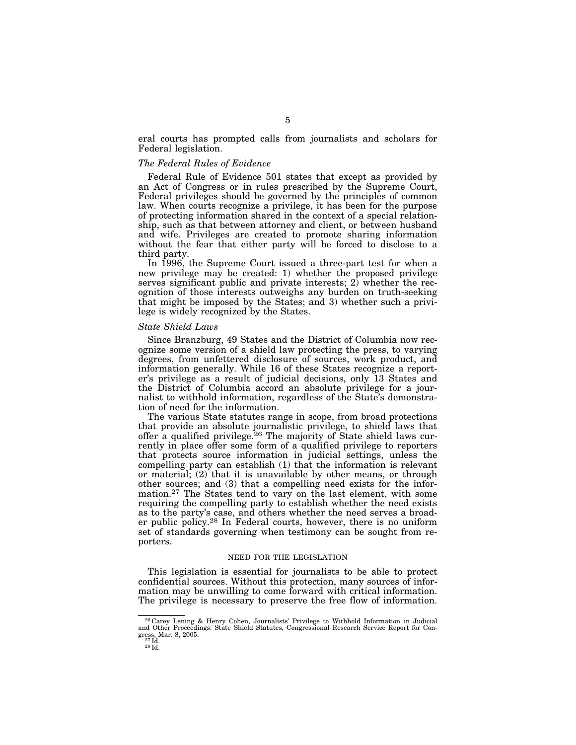eral courts has prompted calls from journalists and scholars for Federal legislation.

### *The Federal Rules of Evidence*

Federal Rule of Evidence 501 states that except as provided by an Act of Congress or in rules prescribed by the Supreme Court, Federal privileges should be governed by the principles of common law. When courts recognize a privilege, it has been for the purpose of protecting information shared in the context of a special relationship, such as that between attorney and client, or between husband and wife. Privileges are created to promote sharing information without the fear that either party will be forced to disclose to a third party.

In 1996, the Supreme Court issued a three-part test for when a new privilege may be created: 1) whether the proposed privilege serves significant public and private interests; 2) whether the recognition of those interests outweighs any burden on truth-seeking that might be imposed by the States; and 3) whether such a privilege is widely recognized by the States.

### *State Shield Laws*

Since Branzburg, 49 States and the District of Columbia now recognize some version of a shield law protecting the press, to varying degrees, from unfettered disclosure of sources, work product, and information generally. While 16 of these States recognize a reporter's privilege as a result of judicial decisions, only 13 States and the District of Columbia accord an absolute privilege for a journalist to withhold information, regardless of the State's demonstration of need for the information.

The various State statutes range in scope, from broad protections that provide an absolute journalistic privilege, to shield laws that offer a qualified privilege.[26] The majority of State shield laws currently in place offer some form of a qualified privilege to reporters that protects source information in judicial settings, unless the compelling party can establish (1) that the information is relevant or material; (2) that it is unavailable by other means, or through other sources; and (3) that a compelling need exists for the information.[27] The States tend to vary on the last element, with some requiring the compelling party to establish whether the need exists as to the party's case, and others whether the need serves a broader public policy.[28] In Federal courts, however, there is no uniform set of standards governing when testimony can be sought from reporters.

## NEED FOR THE LEGISLATION

This legislation is essential for journalists to be able to protect confidential sources. Without this protection, many sources of information may be unwilling to come forward with critical information. The privilege is necessary to preserve the free flow of information.

---

[26] Carey Lening & Henry Cohen, Journalists' Privilege to Withhold Information in Judicial and Other Proceedings: State Shield Statutes, Congressional Research Service Report for Congress, Mar. 8, 2005.

[27] Id.

[28] Id.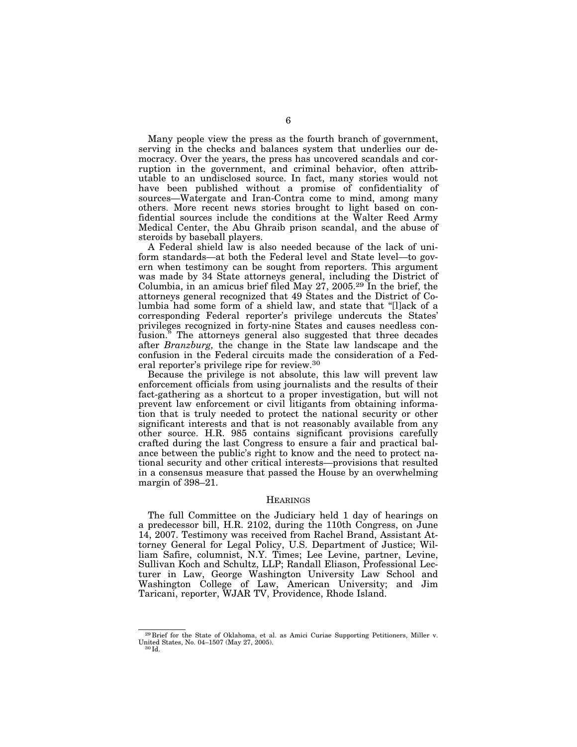Many people view the press as the fourth branch of government, serving in the checks and balances system that underlies our democracy. Over the years, the press has uncovered scandals and corruption in the government, and criminal behavior, often attributable to an undisclosed source. In fact, many stories would not have been published without a promise of confidentiality of sources—Watergate and Iran-Contra come to mind, among many others. More recent news stories brought to light based on confidential sources include the conditions at the Walter Reed Army Medical Center, the Abu Ghraib prison scandal, and the abuse of steroids by baseball players.

A Federal shield law is also needed because of the lack of uniform standards—at both the Federal level and State level—to govern when testimony can be sought from reporters. This argument was made by 34 State attorneys general, including the District of Columbia, in an amicus brief filed May 27, 2005.[29] In the brief, the attorneys general recognized that 49 States and the District of Columbia had some form of a shield law, and state that "[l]ack of a corresponding Federal reporter's privilege undercuts the States' privileges recognized in forty-nine States and causes needless confusion." The attorneys general also suggested that three decades after *Branzburg,* the change in the State law landscape and the confusion in the Federal circuits made the consideration of a Federal reporter's privilege ripe for review.[30]

Because the privilege is not absolute, this law will prevent law enforcement officials from using journalists and the results of their fact-gathering as a shortcut to a proper investigation, but will not prevent law enforcement or civil litigants from obtaining information that is truly needed to protect the national security or other significant interests and that is not reasonably available from any other source. H.R. 985 contains significant provisions carefully crafted during the last Congress to ensure a fair and practical balance between the public's right to know and the need to protect national security and other critical interests—provisions that resulted in a consensus measure that passed the House by an overwhelming margin of 398–21.

## HEARINGS

The full Committee on the Judiciary held 1 day of hearings on a predecessor bill, H.R. 2102, during the 110th Congress, on June 14, 2007. Testimony was received from Rachel Brand, Assistant Attorney General for Legal Policy, U.S. Department of Justice; William Safire, columnist, N.Y. Times; Lee Levine, partner, Levine, Sullivan Koch and Schultz, LLP; Randall Eliason, Professional Lecturer in Law, George Washington University Law School and Washington College of Law, American University; and Jim Taricani, reporter, WJAR TV, Providence, Rhode Island.

---

[29] Brief for the State of Oklahoma, et al. as Amici Curiae Supporting Petitioners, Miller v. United States, No. 04–1507 (May 27, 2005).

[30] Id.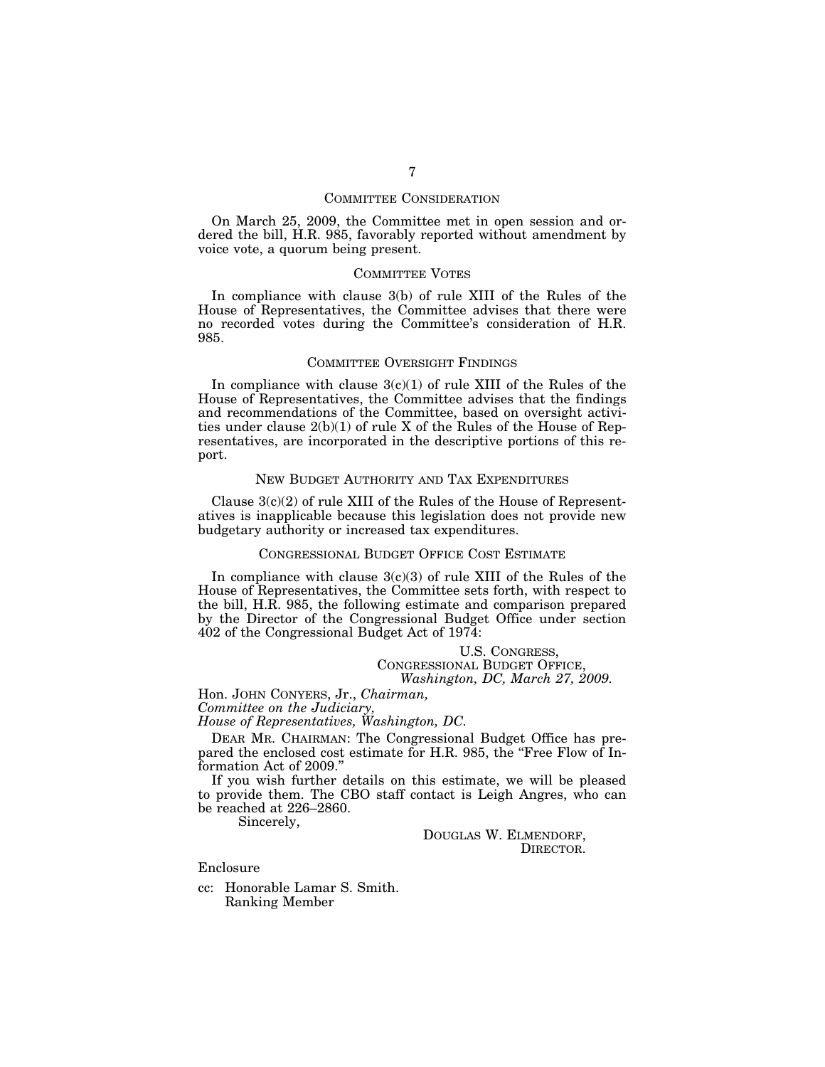## COMMITTEE CONSIDERATION

On March 25, 2009, the Committee met in open session and ordered the bill, H.R. 985, favorably reported without amendment by voice vote, a quorum being present.

## COMMITTEE VOTES

In compliance with clause 3(b) of rule XIII of the Rules of the House of Representatives, the Committee advises that there were no recorded votes during the Committee's consideration of H.R. 985.

## COMMITTEE OVERSIGHT FINDINGS

In compliance with clause 3(c)(1) of rule XIII of the Rules of the House of Representatives, the Committee advises that the findings and recommendations of the Committee, based on oversight activities under clause 2(b)(1) of rule X of the Rules of the House of Representatives, are incorporated in the descriptive portions of this report.

## NEW BUDGET AUTHORITY AND TAX EXPENDITURES

Clause 3(c)(2) of rule XIII of the Rules of the House of Representatives is inapplicable because this legislation does not provide new budgetary authority or increased tax expenditures.

## CONGRESSIONAL BUDGET OFFICE COST ESTIMATE

In compliance with clause 3(c)(3) of rule XIII of the Rules of the House of Representatives, the Committee sets forth, with respect to the bill, H.R. 985, the following estimate and comparison prepared by the Director of the Congressional Budget Office under section 402 of the Congressional Budget Act of 1974:

U.S. CONGRESS,
CONGRESSIONAL BUDGET OFFICE,
*Washington, DC, March 27, 2009.*

Hon. JOHN CONYERS, Jr., *Chairman,*
*Committee on the Judiciary,*
*House of Representatives, Washington, DC.*

DEAR MR. CHAIRMAN: The Congressional Budget Office has prepared the enclosed cost estimate for H.R. 985, the "Free Flow of Information Act of 2009."

If you wish further details on this estimate, we will be pleased to provide them. The CBO staff contact is Leigh Angres, who can be reached at 226–2860.

Sincerely,

DOUGLAS W. ELMENDORF,
DIRECTOR.

Enclosure

cc: Honorable Lamar S. Smith.
Ranking Member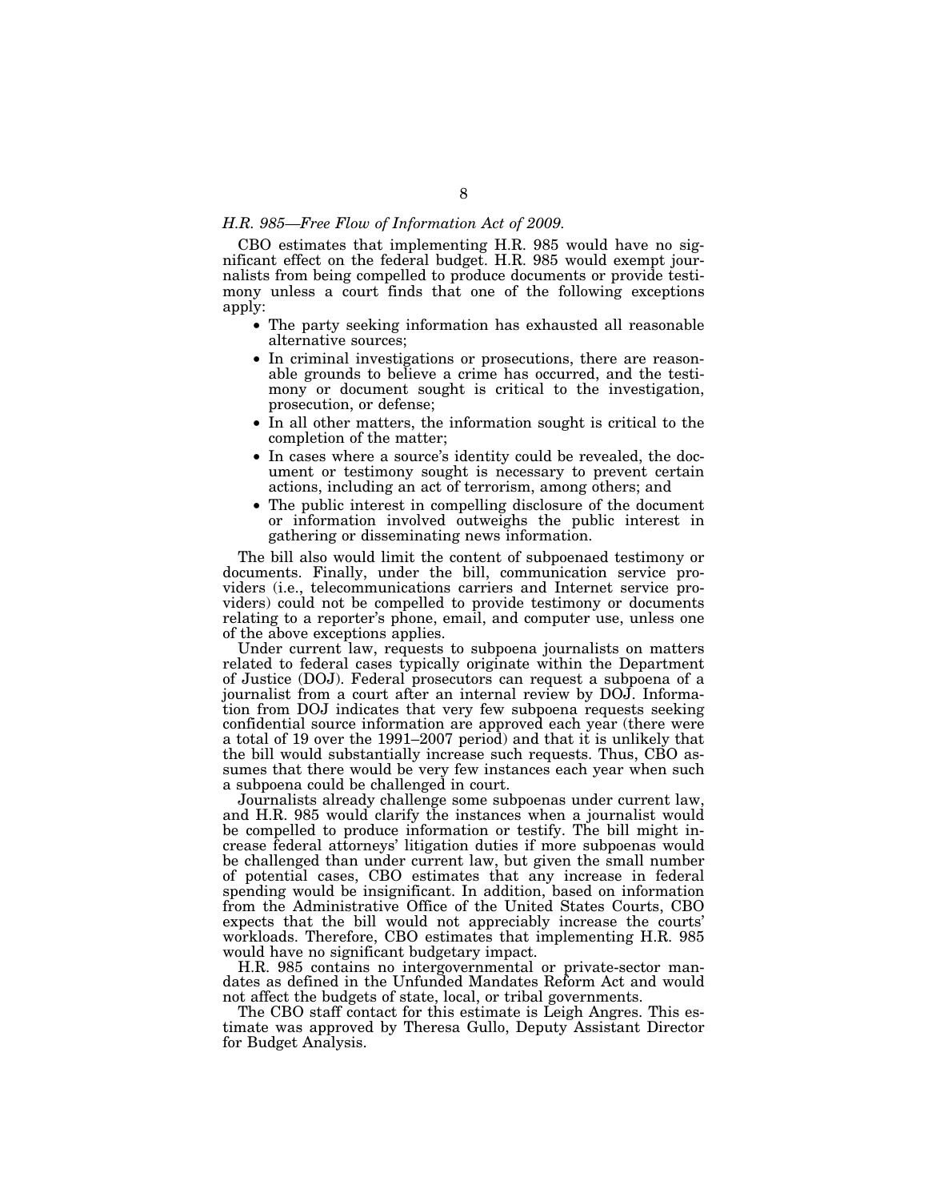*H.R. 985—Free Flow of Information Act of 2009.*

CBO estimates that implementing H.R. 985 would have no significant effect on the federal budget. H.R. 985 would exempt journalists from being compelled to produce documents or provide testimony unless a court finds that one of the following exceptions apply:

- The party seeking information has exhausted all reasonable alternative sources;
- In criminal investigations or prosecutions, there are reasonable grounds to believe a crime has occurred, and the testimony or document sought is critical to the investigation, prosecution, or defense;
- In all other matters, the information sought is critical to the completion of the matter;
- In cases where a source's identity could be revealed, the document or testimony sought is necessary to prevent certain actions, including an act of terrorism, among others; and
- The public interest in compelling disclosure of the document or information involved outweighs the public interest in gathering or disseminating news information.

The bill also would limit the content of subpoenaed testimony or documents. Finally, under the bill, communication service providers (i.e., telecommunications carriers and Internet service providers) could not be compelled to provide testimony or documents relating to a reporter's phone, email, and computer use, unless one of the above exceptions applies.

Under current law, requests to subpoena journalists on matters related to federal cases typically originate within the Department of Justice (DOJ). Federal prosecutors can request a subpoena of a journalist from a court after an internal review by DOJ. Information from DOJ indicates that very few subpoena requests seeking confidential source information are approved each year (there were a total of 19 over the 1991–2007 period) and that it is unlikely that the bill would substantially increase such requests. Thus, CBO assumes that there would be very few instances each year when such a subpoena could be challenged in court.

Journalists already challenge some subpoenas under current law, and H.R. 985 would clarify the instances when a journalist would be compelled to produce information or testify. The bill might increase federal attorneys' litigation duties if more subpoenas would be challenged than under current law, but given the small number of potential cases, CBO estimates that any increase in federal spending would be insignificant. In addition, based on information from the Administrative Office of the United States Courts, CBO expects that the bill would not appreciably increase the courts' workloads. Therefore, CBO estimates that implementing H.R. 985 would have no significant budgetary impact.

H.R. 985 contains no intergovernmental or private-sector mandates as defined in the Unfunded Mandates Reform Act and would not affect the budgets of state, local, or tribal governments.

The CBO staff contact for this estimate is Leigh Angres. This estimate was approved by Theresa Gullo, Deputy Assistant Director for Budget Analysis.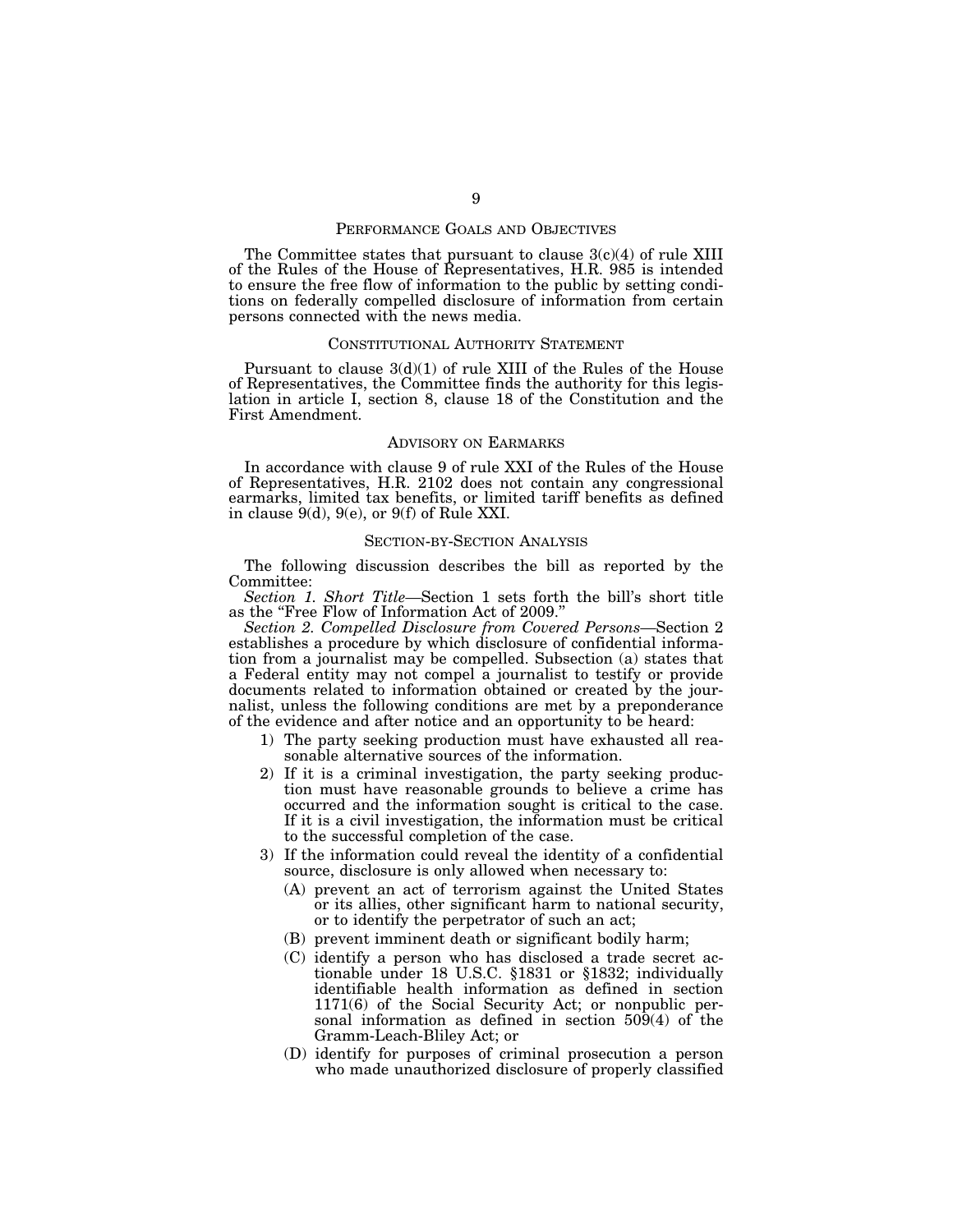## PERFORMANCE GOALS AND OBJECTIVES

The Committee states that pursuant to clause 3(c)(4) of rule XIII of the Rules of the House of Representatives, H.R. 985 is intended to ensure the free flow of information to the public by setting conditions on federally compelled disclosure of information from certain persons connected with the news media.

## CONSTITUTIONAL AUTHORITY STATEMENT

Pursuant to clause 3(d)(1) of rule XIII of the Rules of the House of Representatives, the Committee finds the authority for this legislation in article I, section 8, clause 18 of the Constitution and the First Amendment.

## ADVISORY ON EARMARKS

In accordance with clause 9 of rule XXI of the Rules of the House of Representatives, H.R. 2102 does not contain any congressional earmarks, limited tax benefits, or limited tariff benefits as defined in clause 9(d), 9(e), or 9(f) of Rule XXI.

## SECTION-BY-SECTION ANALYSIS

The following discussion describes the bill as reported by the Committee:

*Section 1. Short Title*—Section 1 sets forth the bill's short title as the "Free Flow of Information Act of 2009."

*Section 2. Compelled Disclosure from Covered Persons*—Section 2 establishes a procedure by which disclosure of confidential information from a journalist may be compelled. Subsection (a) states that a Federal entity may not compel a journalist to testify or provide documents related to information obtained or created by the journalist, unless the following conditions are met by a preponderance of the evidence and after notice and an opportunity to be heard:

1) The party seeking production must have exhausted all reasonable alternative sources of the information.
2) If it is a criminal investigation, the party seeking production must have reasonable grounds to believe a crime has occurred and the information sought is critical to the case. If it is a civil investigation, the information must be critical to the successful completion of the case.
3) If the information could reveal the identity of a confidential source, disclosure is only allowed when necessary to:
   - (A) prevent an act of terrorism against the United States or its allies, other significant harm to national security, or to identify the perpetrator of such an act;
   - (B) prevent imminent death or significant bodily harm;
   - (C) identify a person who has disclosed a trade secret actionable under 18 U.S.C. §1831 or §1832; individually identifiable health information as defined in section 1171(6) of the Social Security Act; or nonpublic personal information as defined in section 509(4) of the Gramm-Leach-Bliley Act; or
   - (D) identify for purposes of criminal prosecution a person who made unauthorized disclosure of properly classified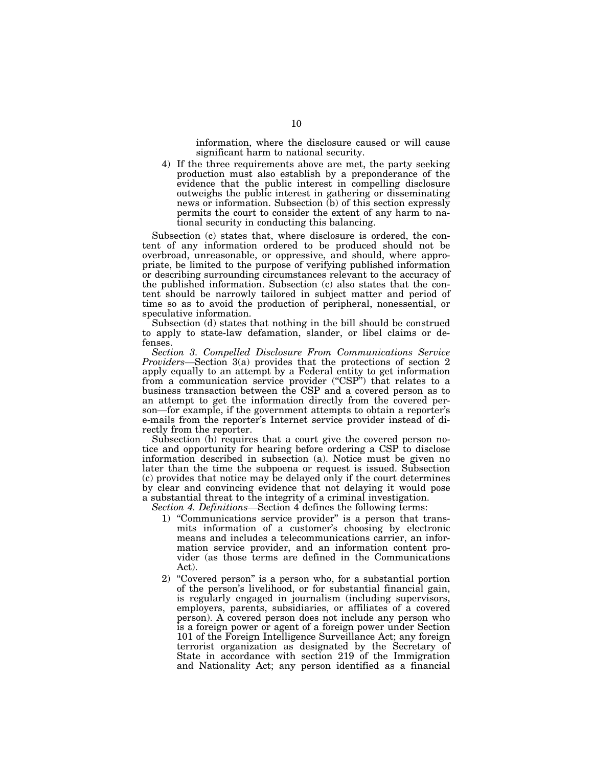information, where the disclosure caused or will cause significant harm to national security.

4) If the three requirements above are met, the party seeking production must also establish by a preponderance of the evidence that the public interest in compelling disclosure outweighs the public interest in gathering or disseminating news or information. Subsection (b) of this section expressly permits the court to consider the extent of any harm to national security in conducting this balancing.

Subsection (c) states that, where disclosure is ordered, the content of any information ordered to be produced should not be overbroad, unreasonable, or oppressive, and should, where appropriate, be limited to the purpose of verifying published information or describing surrounding circumstances relevant to the accuracy of the published information. Subsection (c) also states that the content should be narrowly tailored in subject matter and period of time so as to avoid the production of peripheral, nonessential, or speculative information.

Subsection (d) states that nothing in the bill should be construed to apply to state-law defamation, slander, or libel claims or defenses.

*Section 3. Compelled Disclosure From Communications Service Providers*—Section 3(a) provides that the protections of section 2 apply equally to an attempt by a Federal entity to get information from a communication service provider ("CSP") that relates to a business transaction between the CSP and a covered person as to an attempt to get the information directly from the covered person—for example, if the government attempts to obtain a reporter's e-mails from the reporter's Internet service provider instead of directly from the reporter.

Subsection (b) requires that a court give the covered person notice and opportunity for hearing before ordering a CSP to disclose information described in subsection (a). Notice must be given no later than the time the subpoena or request is issued. Subsection (c) provides that notice may be delayed only if the court determines by clear and convincing evidence that not delaying it would pose a substantial threat to the integrity of a criminal investigation.

*Section 4. Definitions*—Section 4 defines the following terms:

1) "Communications service provider" is a person that transmits information of a customer's choosing by electronic means and includes a telecommunications carrier, an information service provider, and an information content provider (as those terms are defined in the Communications Act).

2) "Covered person" is a person who, for a substantial portion of the person's livelihood, or for substantial financial gain, is regularly engaged in journalism (including supervisors, employers, parents, subsidiaries, or affiliates of a covered person). A covered person does not include any person who is a foreign power or agent of a foreign power under Section 101 of the Foreign Intelligence Surveillance Act; any foreign terrorist organization as designated by the Secretary of State in accordance with section 219 of the Immigration and Nationality Act; any person identified as a financial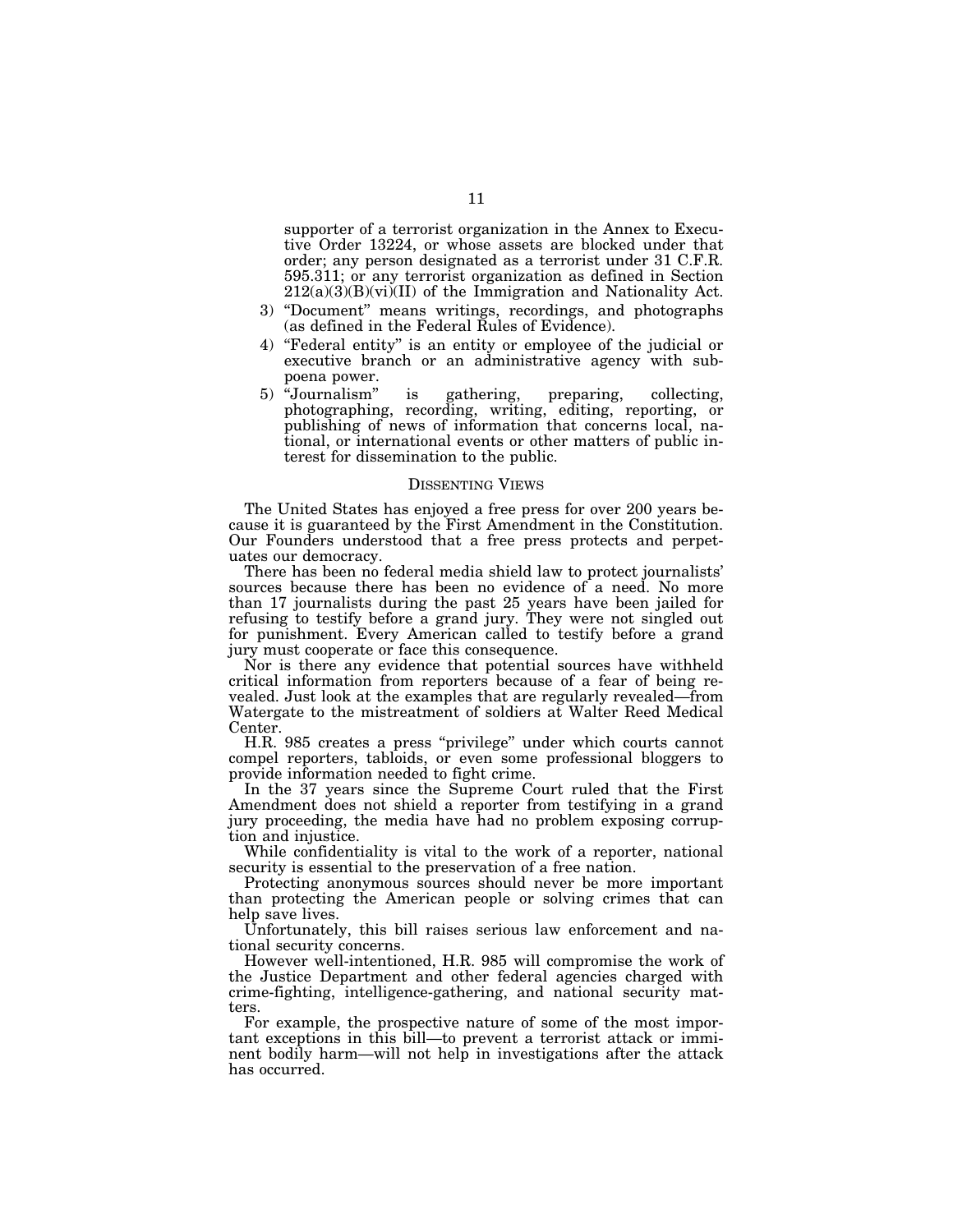supporter of a terrorist organization in the Annex to Executive Order 13224, or whose assets are blocked under that order; any person designated as a terrorist under 31 C.F.R. 595.311; or any terrorist organization as defined in Section 212(a)(3)(B)(vi)(II) of the Immigration and Nationality Act.

3) "Document" means writings, recordings, and photographs (as defined in the Federal Rules of Evidence).
4) "Federal entity" is an entity or employee of the judicial or executive branch or an administrative agency with subpoena power.
5) "Journalism" is gathering, preparing, collecting, photographing, recording, writing, editing, reporting, or publishing of news of information that concerns local, national, or international events or other matters of public interest for dissemination to the public.

## DISSENTING VIEWS

The United States has enjoyed a free press for over 200 years because it is guaranteed by the First Amendment in the Constitution. Our Founders understood that a free press protects and perpetuates our democracy.

There has been no federal media shield law to protect journalists' sources because there has been no evidence of a need. No more than 17 journalists during the past 25 years have been jailed for refusing to testify before a grand jury. They were not singled out for punishment. Every American called to testify before a grand jury must cooperate or face this consequence.

Nor is there any evidence that potential sources have withheld critical information from reporters because of a fear of being revealed. Just look at the examples that are regularly revealed—from Watergate to the mistreatment of soldiers at Walter Reed Medical Center.

H.R. 985 creates a press "privilege" under which courts cannot compel reporters, tabloids, or even some professional bloggers to provide information needed to fight crime.

In the 37 years since the Supreme Court ruled that the First Amendment does not shield a reporter from testifying in a grand jury proceeding, the media have had no problem exposing corruption and injustice.

While confidentiality is vital to the work of a reporter, national security is essential to the preservation of a free nation.

Protecting anonymous sources should never be more important than protecting the American people or solving crimes that can help save lives.

Unfortunately, this bill raises serious law enforcement and national security concerns.

However well-intentioned, H.R. 985 will compromise the work of the Justice Department and other federal agencies charged with crime-fighting, intelligence-gathering, and national security matters.

For example, the prospective nature of some of the most important exceptions in this bill—to prevent a terrorist attack or imminent bodily harm—will not help in investigations after the attack has occurred.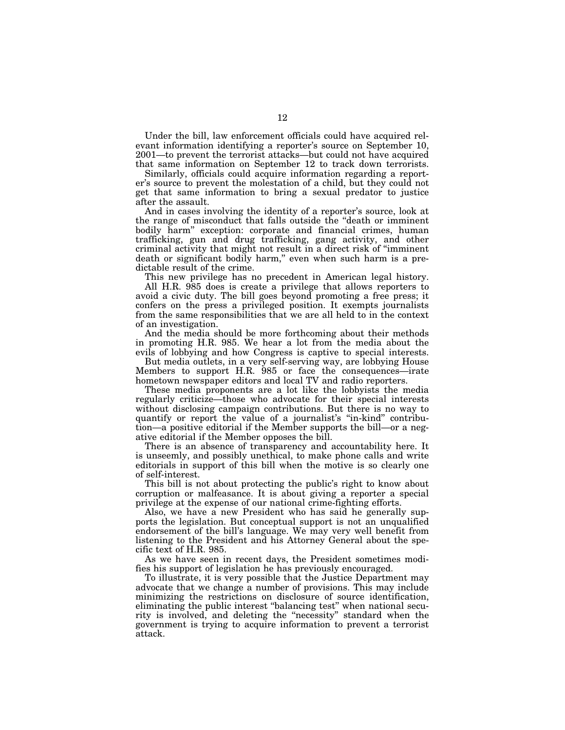Under the bill, law enforcement officials could have acquired relevant information identifying a reporter's source on September 10, 2001—to prevent the terrorist attacks—but could not have acquired that same information on September 12 to track down terrorists.

Similarly, officials could acquire information regarding a reporter's source to prevent the molestation of a child, but they could not get that same information to bring a sexual predator to justice after the assault.

And in cases involving the identity of a reporter's source, look at the range of misconduct that falls outside the "death or imminent bodily harm" exception: corporate and financial crimes, human trafficking, gun and drug trafficking, gang activity, and other criminal activity that might not result in a direct risk of "imminent death or significant bodily harm," even when such harm is a predictable result of the crime.

This new privilege has no precedent in American legal history.

All H.R. 985 does is create a privilege that allows reporters to avoid a civic duty. The bill goes beyond promoting a free press; it confers on the press a privileged position. It exempts journalists from the same responsibilities that we are all held to in the context of an investigation.

And the media should be more forthcoming about their methods in promoting H.R. 985. We hear a lot from the media about the evils of lobbying and how Congress is captive to special interests.

But media outlets, in a very self-serving way, are lobbying House Members to support H.R. 985 or face the consequences—irate hometown newspaper editors and local TV and radio reporters.

These media proponents are a lot like the lobbyists the media regularly criticize—those who advocate for their special interests without disclosing campaign contributions. But there is no way to quantify or report the value of a journalist's "in-kind" contribution—a positive editorial if the Member supports the bill—or a negative editorial if the Member opposes the bill.

There is an absence of transparency and accountability here. It is unseemly, and possibly unethical, to make phone calls and write editorials in support of this bill when the motive is so clearly one of self-interest.

This bill is not about protecting the public's right to know about corruption or malfeasance. It is about giving a reporter a special privilege at the expense of our national crime-fighting efforts.

Also, we have a new President who has said he generally supports the legislation. But conceptual support is not an unqualified endorsement of the bill's language. We may very well benefit from listening to the President and his Attorney General about the specific text of H.R. 985.

As we have seen in recent days, the President sometimes modifies his support of legislation he has previously encouraged.

To illustrate, it is very possible that the Justice Department may advocate that we change a number of provisions. This may include minimizing the restrictions on disclosure of source identification, eliminating the public interest "balancing test" when national security is involved, and deleting the "necessity" standard when the government is trying to acquire information to prevent a terrorist attack.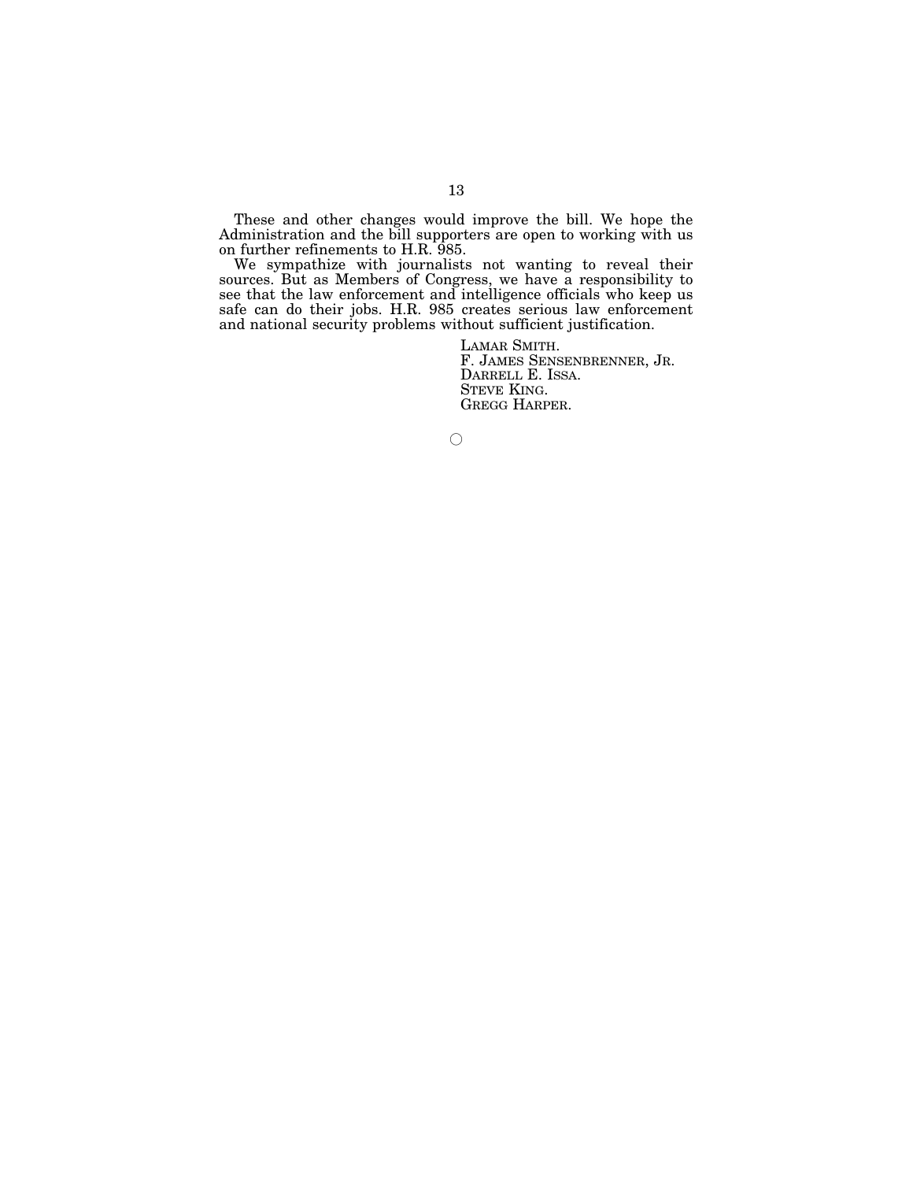These and other changes would improve the bill. We hope the Administration and the bill supporters are open to working with us on further refinements to H.R. 985.

We sympathize with journalists not wanting to reveal their sources. But as Members of Congress, we have a responsibility to see that the law enforcement and intelligence officials who keep us safe can do their jobs. H.R. 985 creates serious law enforcement and national security problems without sufficient justification.

LAMAR SMITH.  
F. JAMES SENSENBRENNER, JR.  
DARRELL E. ISSA.  
STEVE KING.  
GREGG HARPER.